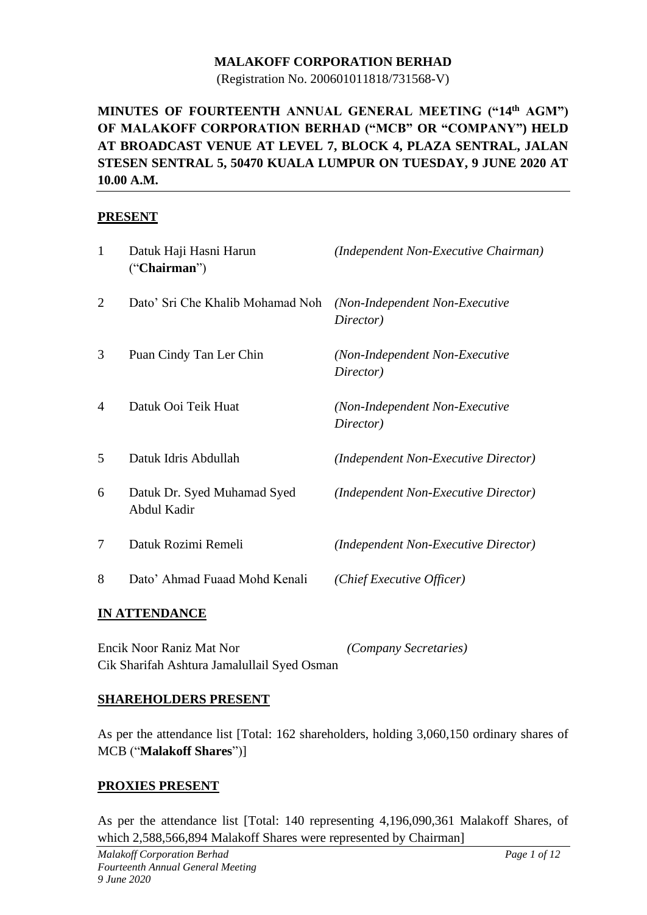**MALAKOFF CORPORATION BERHAD**

(Registration No. 200601011818/731568-V)

**MINUTES OF FOURTEENTH ANNUAL GENERAL MEETING ("14th AGM") OF MALAKOFF CORPORATION BERHAD ("MCB" OR "COMPANY") HELD AT BROADCAST VENUE AT LEVEL 7, BLOCK 4, PLAZA SENTRAL, JALAN STESEN SENTRAL 5, 50470 KUALA LUMPUR ON TUESDAY, 9 JUNE 2020 AT 10.00 A.M.**

**PRESENT**

| | | |
|---|---|---|
| 1 | Datuk Haji Hasni Harun ("**Chairman**") | *(Independent Non-Executive Chairman)* |
| 2 | Dato' Sri Che Khalib Mohamad Noh | *(Non-Independent Non-Executive Director)* |
| 3 | Puan Cindy Tan Ler Chin | *(Non-Independent Non-Executive Director)* |
| 4 | Datuk Ooi Teik Huat | *(Non-Independent Non-Executive Director)* |
| 5 | Datuk Idris Abdullah | *(Independent Non-Executive Director)* |
| 6 | Datuk Dr. Syed Muhamad Syed Abdul Kadir | *(Independent Non-Executive Director)* |
| 7 | Datuk Rozimi Remeli | *(Independent Non-Executive Director)* |
| 8 | Dato' Ahmad Fuaad Mohd Kenali | *(Chief Executive Officer)* |

**IN ATTENDANCE**

Encik Noor Raniz Mat Nor
Cik Sharifah Ashtura Jamalullail Syed Osman
*(Company Secretaries)*

**SHAREHOLDERS PRESENT**

As per the attendance list [Total: 162 shareholders, holding 3,060,150 ordinary shares of MCB ("**Malakoff Shares**")]

**PROXIES PRESENT**

As per the attendance list [Total: 140 representing 4,196,090,361 Malakoff Shares, of which 2,588,566,894 Malakoff Shares were represented by Chairman]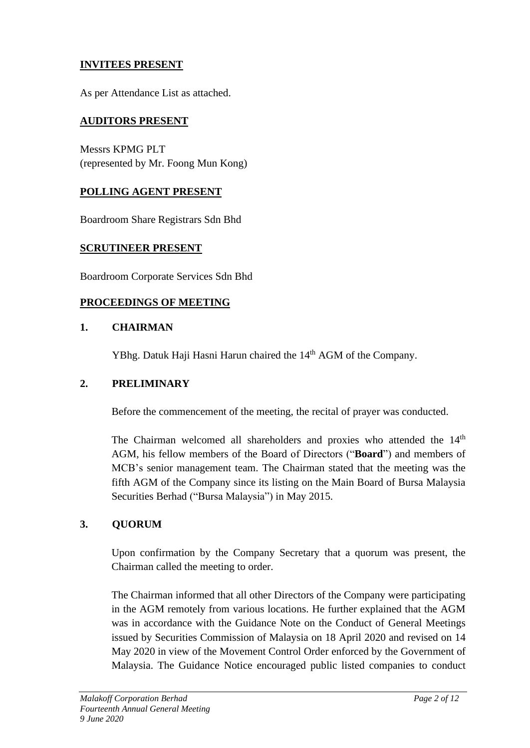## INVITEES PRESENT

As per Attendance List as attached.

## AUDITORS PRESENT

Messrs KPMG PLT
(represented by Mr. Foong Mun Kong)

## POLLING AGENT PRESENT

Boardroom Share Registrars Sdn Bhd

## SCRUTINEER PRESENT

Boardroom Corporate Services Sdn Bhd

## PROCEEDINGS OF MEETING

### 1. CHAIRMAN

YBhg. Datuk Haji Hasni Harun chaired the 14th AGM of the Company.

### 2. PRELIMINARY

Before the commencement of the meeting, the recital of prayer was conducted.

The Chairman welcomed all shareholders and proxies who attended the 14th AGM, his fellow members of the Board of Directors ("**Board**") and members of MCB's senior management team. The Chairman stated that the meeting was the fifth AGM of the Company since its listing on the Main Board of Bursa Malaysia Securities Berhad ("Bursa Malaysia") in May 2015.

### 3. QUORUM

Upon confirmation by the Company Secretary that a quorum was present, the Chairman called the meeting to order.

The Chairman informed that all other Directors of the Company were participating in the AGM remotely from various locations. He further explained that the AGM was in accordance with the Guidance Note on the Conduct of General Meetings issued by Securities Commission of Malaysia on 18 April 2020 and revised on 14 May 2020 in view of the Movement Control Order enforced by the Government of Malaysia. The Guidance Notice encouraged public listed companies to conduct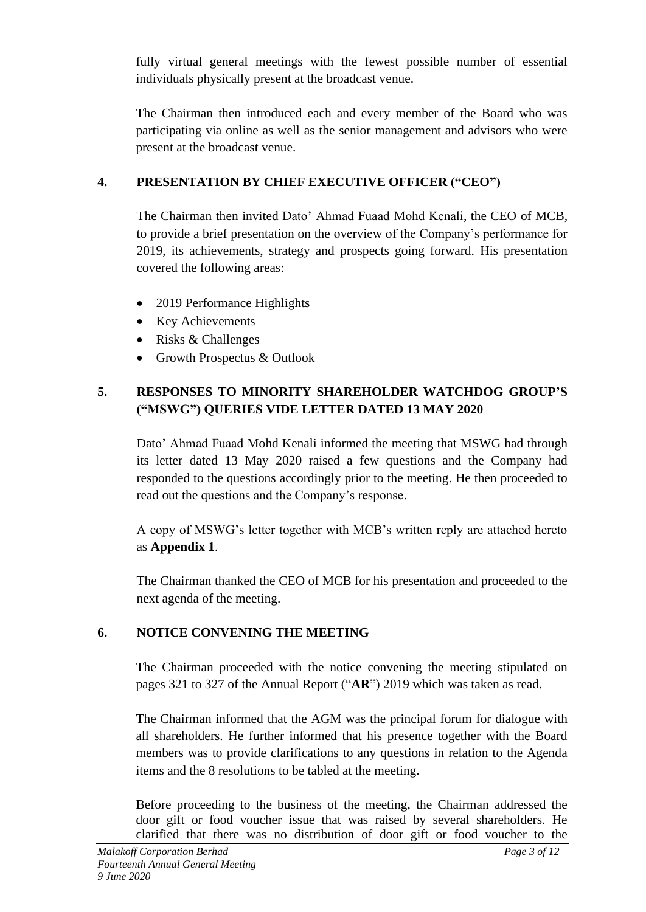fully virtual general meetings with the fewest possible number of essential individuals physically present at the broadcast venue.

The Chairman then introduced each and every member of the Board who was participating via online as well as the senior management and advisors who were present at the broadcast venue.

## 4. PRESENTATION BY CHIEF EXECUTIVE OFFICER ("CEO")

The Chairman then invited Dato' Ahmad Fuaad Mohd Kenali, the CEO of MCB, to provide a brief presentation on the overview of the Company's performance for 2019, its achievements, strategy and prospects going forward. His presentation covered the following areas:

- 2019 Performance Highlights
- Key Achievements
- Risks & Challenges
- Growth Prospectus & Outlook

## 5. RESPONSES TO MINORITY SHAREHOLDER WATCHDOG GROUP'S ("MSWG") QUERIES VIDE LETTER DATED 13 MAY 2020

Dato' Ahmad Fuaad Mohd Kenali informed the meeting that MSWG had through its letter dated 13 May 2020 raised a few questions and the Company had responded to the questions accordingly prior to the meeting. He then proceeded to read out the questions and the Company's response.

A copy of MSWG's letter together with MCB's written reply are attached hereto as **Appendix 1**.

The Chairman thanked the CEO of MCB for his presentation and proceeded to the next agenda of the meeting.

## 6. NOTICE CONVENING THE MEETING

The Chairman proceeded with the notice convening the meeting stipulated on pages 321 to 327 of the Annual Report ("**AR**") 2019 which was taken as read.

The Chairman informed that the AGM was the principal forum for dialogue with all shareholders. He further informed that his presence together with the Board members was to provide clarifications to any questions in relation to the Agenda items and the 8 resolutions to be tabled at the meeting.

Before proceeding to the business of the meeting, the Chairman addressed the door gift or food voucher issue that was raised by several shareholders. He clarified that there was no distribution of door gift or food voucher to the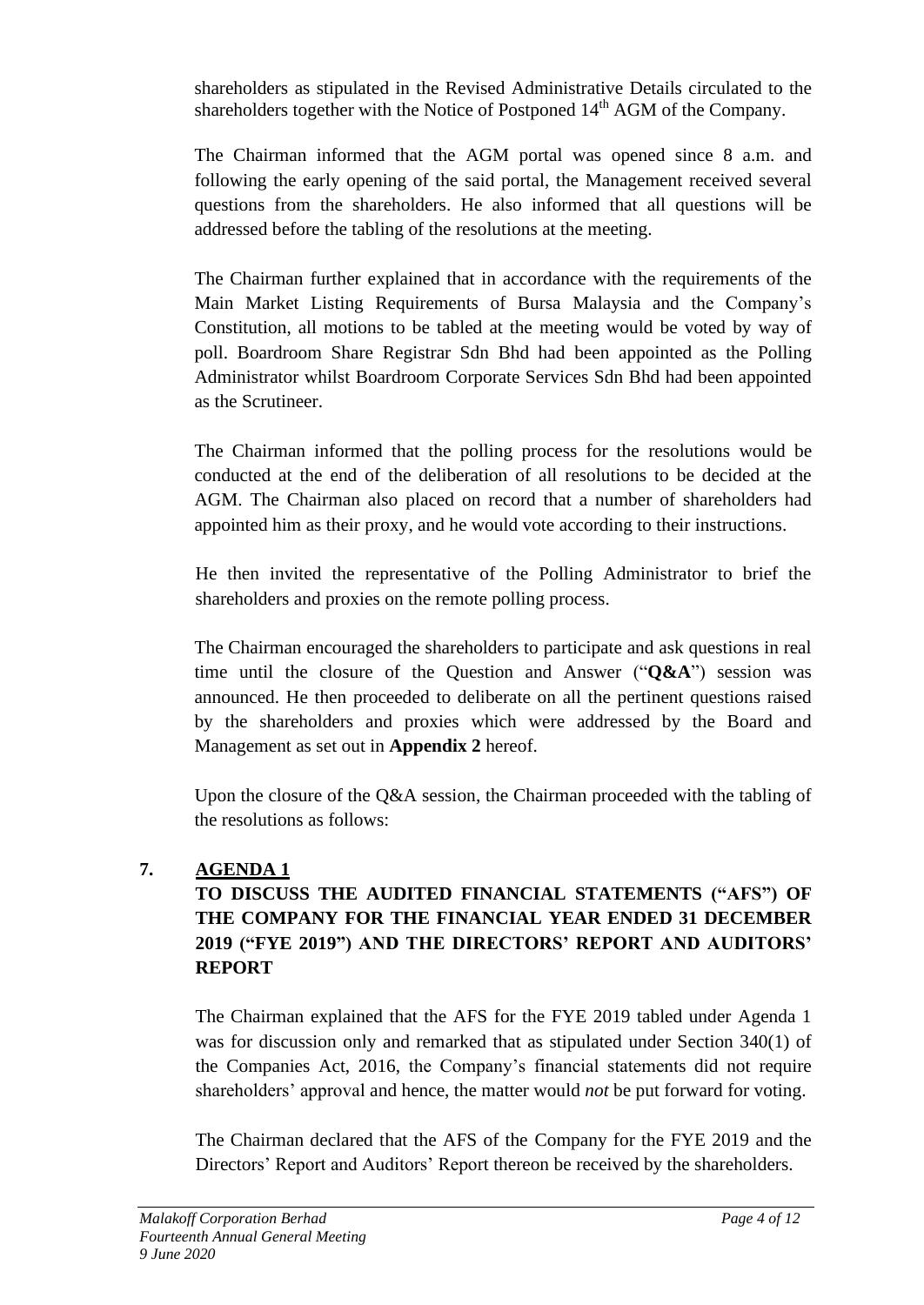shareholders as stipulated in the Revised Administrative Details circulated to the shareholders together with the Notice of Postponed 14th AGM of the Company.

The Chairman informed that the AGM portal was opened since 8 a.m. and following the early opening of the said portal, the Management received several questions from the shareholders. He also informed that all questions will be addressed before the tabling of the resolutions at the meeting.

The Chairman further explained that in accordance with the requirements of the Main Market Listing Requirements of Bursa Malaysia and the Company's Constitution, all motions to be tabled at the meeting would be voted by way of poll. Boardroom Share Registrar Sdn Bhd had been appointed as the Polling Administrator whilst Boardroom Corporate Services Sdn Bhd had been appointed as the Scrutineer.

The Chairman informed that the polling process for the resolutions would be conducted at the end of the deliberation of all resolutions to be decided at the AGM. The Chairman also placed on record that a number of shareholders had appointed him as their proxy, and he would vote according to their instructions.

He then invited the representative of the Polling Administrator to brief the shareholders and proxies on the remote polling process.

The Chairman encouraged the shareholders to participate and ask questions in real time until the closure of the Question and Answer ("**Q&A**") session was announced. He then proceeded to deliberate on all the pertinent questions raised by the shareholders and proxies which were addressed by the Board and Management as set out in **Appendix 2** hereof.

Upon the closure of the Q&A session, the Chairman proceeded with the tabling of the resolutions as follows:

## 7. AGENDA 1

**TO DISCUSS THE AUDITED FINANCIAL STATEMENTS ("AFS") OF THE COMPANY FOR THE FINANCIAL YEAR ENDED 31 DECEMBER 2019 ("FYE 2019") AND THE DIRECTORS' REPORT AND AUDITORS' REPORT**

The Chairman explained that the AFS for the FYE 2019 tabled under Agenda 1 was for discussion only and remarked that as stipulated under Section 340(1) of the Companies Act, 2016, the Company's financial statements did not require shareholders' approval and hence, the matter would *not* be put forward for voting.

The Chairman declared that the AFS of the Company for the FYE 2019 and the Directors' Report and Auditors' Report thereon be received by the shareholders.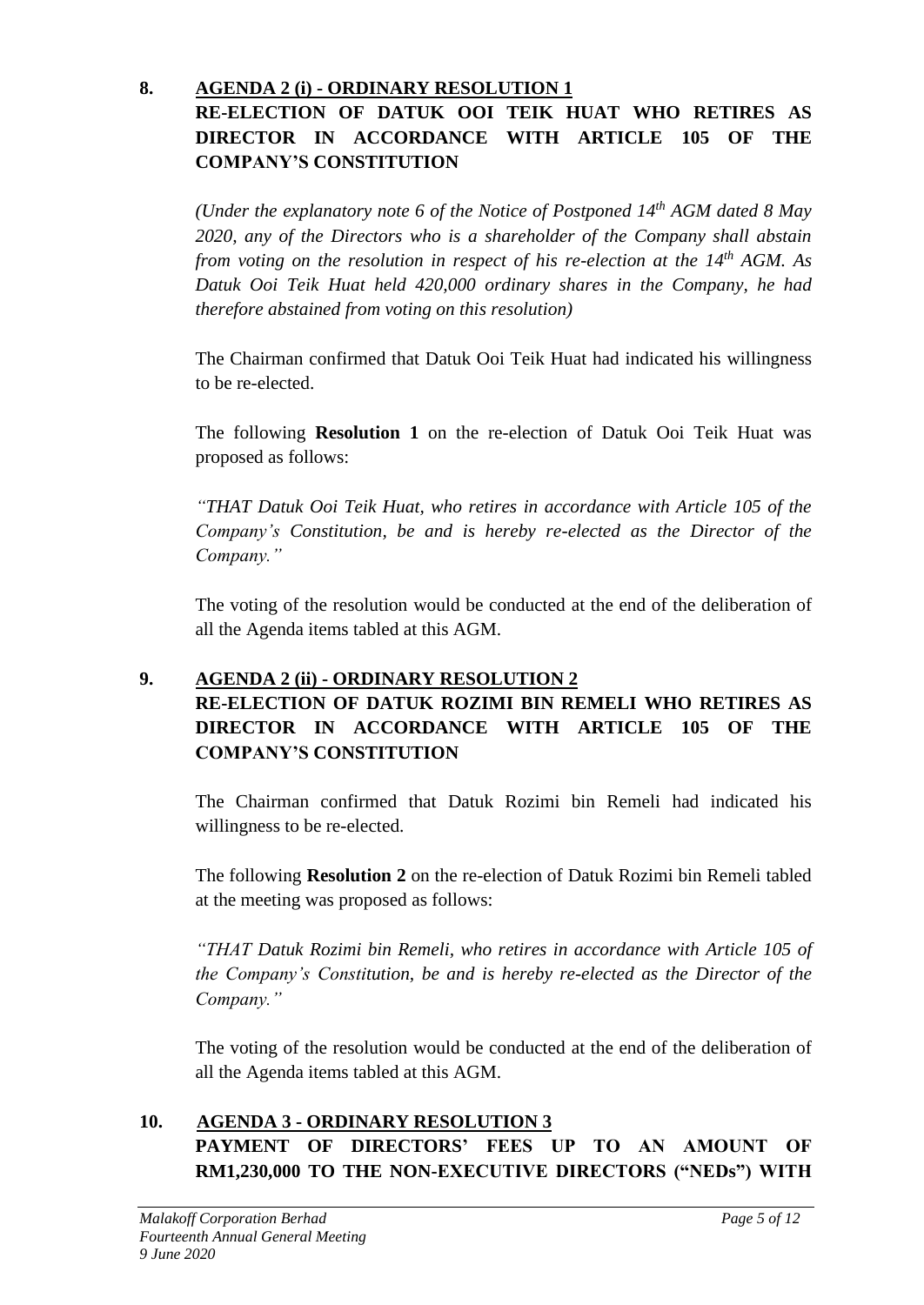**8. <u>AGENDA 2 (i) - ORDINARY RESOLUTION 1</u>**
**RE-ELECTION OF DATUK OOI TEIK HUAT WHO RETIRES AS DIRECTOR IN ACCORDANCE WITH ARTICLE 105 OF THE COMPANY'S CONSTITUTION**

*(Under the explanatory note 6 of the Notice of Postponed 14th AGM dated 8 May 2020, any of the Directors who is a shareholder of the Company shall abstain from voting on the resolution in respect of his re-election at the 14th AGM. As Datuk Ooi Teik Huat held 420,000 ordinary shares in the Company, he had therefore abstained from voting on this resolution)*

The Chairman confirmed that Datuk Ooi Teik Huat had indicated his willingness to be re-elected.

The following **Resolution 1** on the re-election of Datuk Ooi Teik Huat was proposed as follows:

*"THAT Datuk Ooi Teik Huat, who retires in accordance with Article 105 of the Company's Constitution, be and is hereby re-elected as the Director of the Company."*

The voting of the resolution would be conducted at the end of the deliberation of all the Agenda items tabled at this AGM.

**9. <u>AGENDA 2 (ii) - ORDINARY RESOLUTION 2</u>**
**RE-ELECTION OF DATUK ROZIMI BIN REMELI WHO RETIRES AS DIRECTOR IN ACCORDANCE WITH ARTICLE 105 OF THE COMPANY'S CONSTITUTION**

The Chairman confirmed that Datuk Rozimi bin Remeli had indicated his willingness to be re-elected.

The following **Resolution 2** on the re-election of Datuk Rozimi bin Remeli tabled at the meeting was proposed as follows:

*"THAT Datuk Rozimi bin Remeli, who retires in accordance with Article 105 of the Company's Constitution, be and is hereby re-elected as the Director of the Company."*

The voting of the resolution would be conducted at the end of the deliberation of all the Agenda items tabled at this AGM.

**10. <u>AGENDA 3 - ORDINARY RESOLUTION 3</u>**
**PAYMENT OF DIRECTORS' FEES UP TO AN AMOUNT OF RM1,230,000 TO THE NON-EXECUTIVE DIRECTORS ("NEDs") WITH**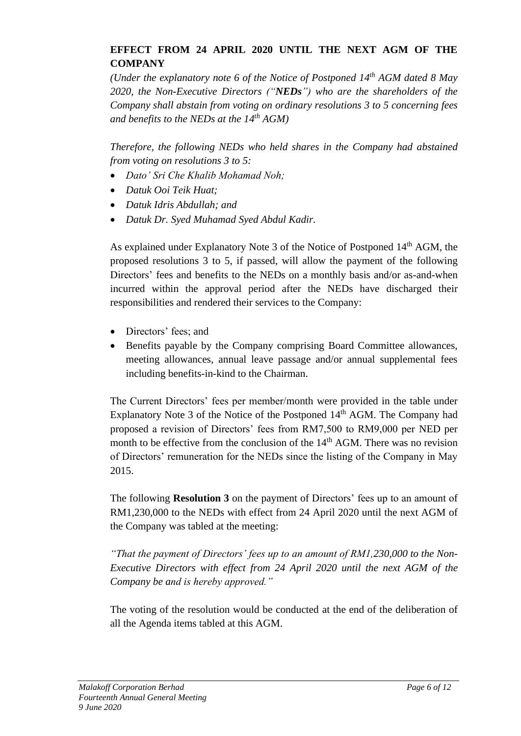**EFFECT FROM 24 APRIL 2020 UNTIL THE NEXT AGM OF THE COMPANY**

*(Under the explanatory note 6 of the Notice of Postponed 14th AGM dated 8 May 2020, the Non-Executive Directors ("**NEDs**") who are the shareholders of the Company shall abstain from voting on ordinary resolutions 3 to 5 concerning fees and benefits to the NEDs at the 14th AGM)*

*Therefore, the following NEDs who held shares in the Company had abstained from voting on resolutions 3 to 5:*

- *Dato' Sri Che Khalib Mohamad Noh;*
- *Datuk Ooi Teik Huat;*
- *Datuk Idris Abdullah; and*
- *Datuk Dr. Syed Muhamad Syed Abdul Kadir.*

As explained under Explanatory Note 3 of the Notice of Postponed 14th AGM, the proposed resolutions 3 to 5, if passed, will allow the payment of the following Directors' fees and benefits to the NEDs on a monthly basis and/or as-and-when incurred within the approval period after the NEDs have discharged their responsibilities and rendered their services to the Company:

- Directors' fees; and
- Benefits payable by the Company comprising Board Committee allowances, meeting allowances, annual leave passage and/or annual supplemental fees including benefits-in-kind to the Chairman.

The Current Directors' fees per member/month were provided in the table under Explanatory Note 3 of the Notice of the Postponed 14th AGM. The Company had proposed a revision of Directors' fees from RM7,500 to RM9,000 per NED per month to be effective from the conclusion of the 14th AGM. There was no revision of Directors' remuneration for the NEDs since the listing of the Company in May 2015.

The following **Resolution 3** on the payment of Directors' fees up to an amount of RM1,230,000 to the NEDs with effect from 24 April 2020 until the next AGM of the Company was tabled at the meeting:

*"That the payment of Directors' fees up to an amount of RM1,230,000 to the Non-Executive Directors with effect from 24 April 2020 until the next AGM of the Company be and is hereby approved."*

The voting of the resolution would be conducted at the end of the deliberation of all the Agenda items tabled at this AGM.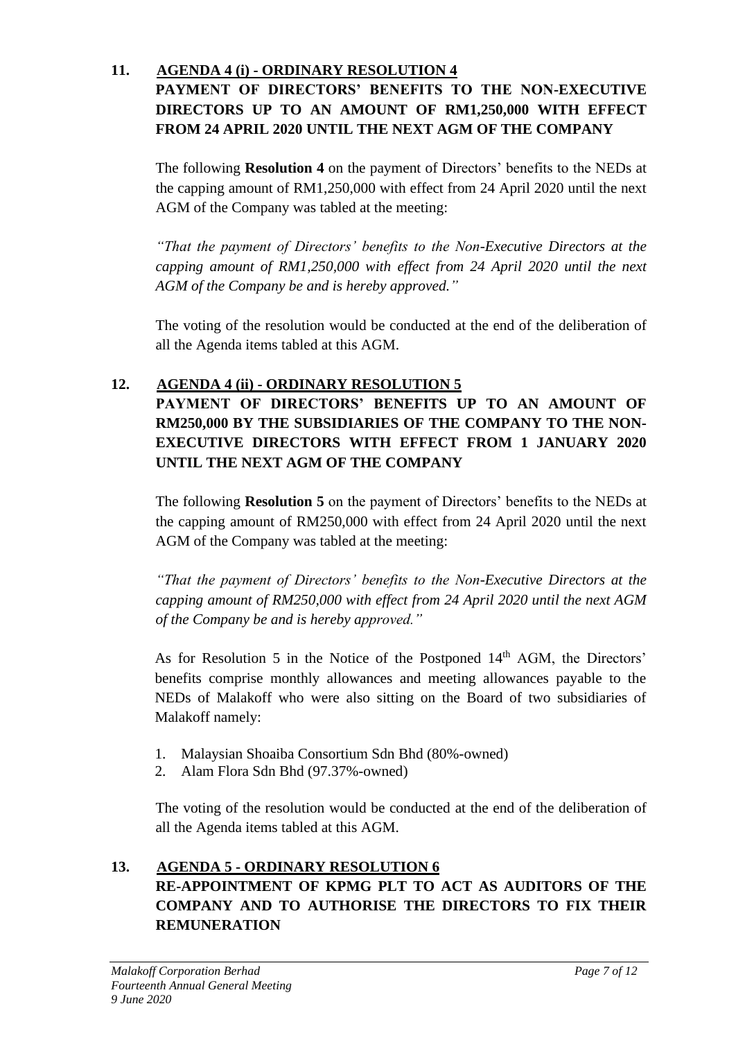**11. AGENDA 4 (i) - ORDINARY RESOLUTION 4**
**PAYMENT OF DIRECTORS' BENEFITS TO THE NON-EXECUTIVE DIRECTORS UP TO AN AMOUNT OF RM1,250,000 WITH EFFECT FROM 24 APRIL 2020 UNTIL THE NEXT AGM OF THE COMPANY**

The following **Resolution 4** on the payment of Directors' benefits to the NEDs at the capping amount of RM1,250,000 with effect from 24 April 2020 until the next AGM of the Company was tabled at the meeting:

*"That the payment of Directors' benefits to the Non-Executive Directors at the capping amount of RM1,250,000 with effect from 24 April 2020 until the next AGM of the Company be and is hereby approved."*

The voting of the resolution would be conducted at the end of the deliberation of all the Agenda items tabled at this AGM.

**12. AGENDA 4 (ii) - ORDINARY RESOLUTION 5**
**PAYMENT OF DIRECTORS' BENEFITS UP TO AN AMOUNT OF RM250,000 BY THE SUBSIDIARIES OF THE COMPANY TO THE NON-EXECUTIVE DIRECTORS WITH EFFECT FROM 1 JANUARY 2020 UNTIL THE NEXT AGM OF THE COMPANY**

The following **Resolution 5** on the payment of Directors' benefits to the NEDs at the capping amount of RM250,000 with effect from 24 April 2020 until the next AGM of the Company was tabled at the meeting:

*"That the payment of Directors' benefits to the Non-Executive Directors at the capping amount of RM250,000 with effect from 24 April 2020 until the next AGM of the Company be and is hereby approved."*

As for Resolution 5 in the Notice of the Postponed 14th AGM, the Directors' benefits comprise monthly allowances and meeting allowances payable to the NEDs of Malakoff who were also sitting on the Board of two subsidiaries of Malakoff namely:

1. Malaysian Shoaiba Consortium Sdn Bhd (80%-owned)
2. Alam Flora Sdn Bhd (97.37%-owned)

The voting of the resolution would be conducted at the end of the deliberation of all the Agenda items tabled at this AGM.

**13. AGENDA 5 - ORDINARY RESOLUTION 6**
**RE-APPOINTMENT OF KPMG PLT TO ACT AS AUDITORS OF THE COMPANY AND TO AUTHORISE THE DIRECTORS TO FIX THEIR REMUNERATION**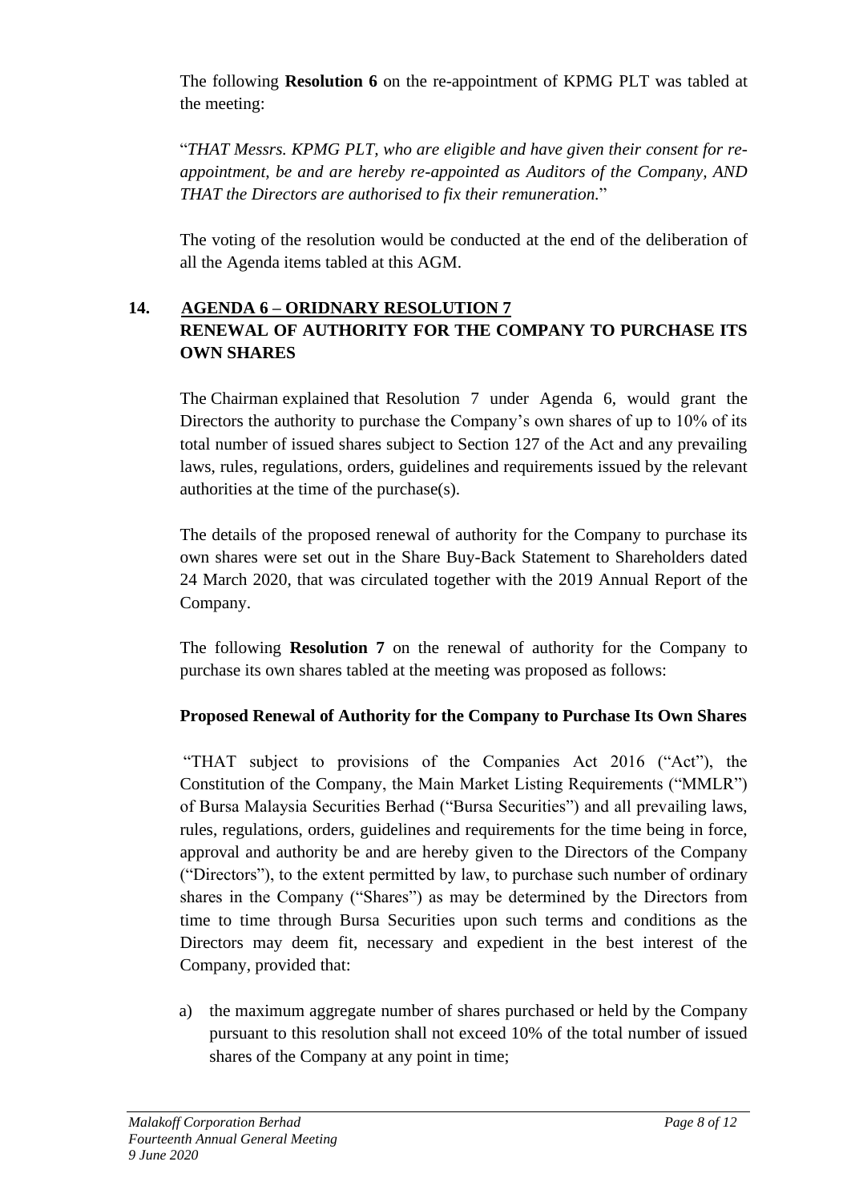The following **Resolution 6** on the re-appointment of KPMG PLT was tabled at the meeting:

"*THAT Messrs. KPMG PLT, who are eligible and have given their consent for re-appointment, be and are hereby re-appointed as Auditors of the Company, AND THAT the Directors are authorised to fix their remuneration.*"

The voting of the resolution would be conducted at the end of the deliberation of all the Agenda items tabled at this AGM.

## 14. AGENDA 6 – ORIDNARY RESOLUTION 7
## RENEWAL OF AUTHORITY FOR THE COMPANY TO PURCHASE ITS OWN SHARES

The Chairman explained that Resolution 7 under Agenda 6, would grant the Directors the authority to purchase the Company's own shares of up to 10% of its total number of issued shares subject to Section 127 of the Act and any prevailing laws, rules, regulations, orders, guidelines and requirements issued by the relevant authorities at the time of the purchase(s).

The details of the proposed renewal of authority for the Company to purchase its own shares were set out in the Share Buy-Back Statement to Shareholders dated 24 March 2020, that was circulated together with the 2019 Annual Report of the Company.

The following **Resolution 7** on the renewal of authority for the Company to purchase its own shares tabled at the meeting was proposed as follows:

**Proposed Renewal of Authority for the Company to Purchase Its Own Shares**

"THAT subject to provisions of the Companies Act 2016 ("Act"), the Constitution of the Company, the Main Market Listing Requirements ("MMLR") of Bursa Malaysia Securities Berhad ("Bursa Securities") and all prevailing laws, rules, regulations, orders, guidelines and requirements for the time being in force, approval and authority be and are hereby given to the Directors of the Company ("Directors"), to the extent permitted by law, to purchase such number of ordinary shares in the Company ("Shares") as may be determined by the Directors from time to time through Bursa Securities upon such terms and conditions as the Directors may deem fit, necessary and expedient in the best interest of the Company, provided that:

a) the maximum aggregate number of shares purchased or held by the Company pursuant to this resolution shall not exceed 10% of the total number of issued shares of the Company at any point in time;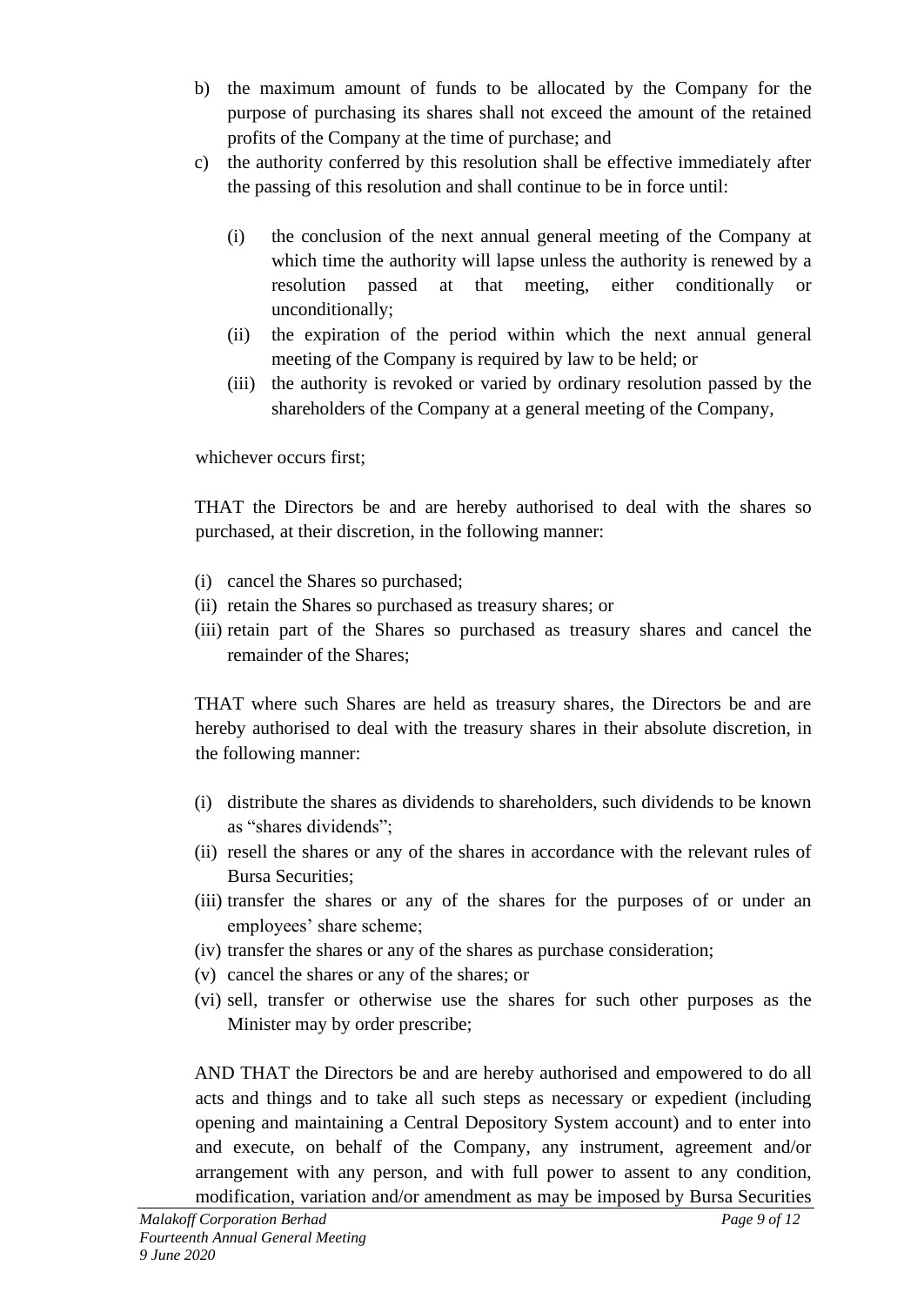b) the maximum amount of funds to be allocated by the Company for the purpose of purchasing its shares shall not exceed the amount of the retained profits of the Company at the time of purchase; and

c) the authority conferred by this resolution shall be effective immediately after the passing of this resolution and shall continue to be in force until:

   (i) the conclusion of the next annual general meeting of the Company at which time the authority will lapse unless the authority is renewed by a resolution passed at that meeting, either conditionally or unconditionally;

   (ii) the expiration of the period within which the next annual general meeting of the Company is required by law to be held; or

   (iii) the authority is revoked or varied by ordinary resolution passed by the shareholders of the Company at a general meeting of the Company,

whichever occurs first;

THAT the Directors be and are hereby authorised to deal with the shares so purchased, at their discretion, in the following manner:

(i) cancel the Shares so purchased;
(ii) retain the Shares so purchased as treasury shares; or
(iii) retain part of the Shares so purchased as treasury shares and cancel the remainder of the Shares;

THAT where such Shares are held as treasury shares, the Directors be and are hereby authorised to deal with the treasury shares in their absolute discretion, in the following manner:

(i) distribute the shares as dividends to shareholders, such dividends to be known as "shares dividends";
(ii) resell the shares or any of the shares in accordance with the relevant rules of Bursa Securities;
(iii) transfer the shares or any of the shares for the purposes of or under an employees' share scheme;
(iv) transfer the shares or any of the shares as purchase consideration;
(v) cancel the shares or any of the shares; or
(vi) sell, transfer or otherwise use the shares for such other purposes as the Minister may by order prescribe;

AND THAT the Directors be and are hereby authorised and empowered to do all acts and things and to take all such steps as necessary or expedient (including opening and maintaining a Central Depository System account) and to enter into and execute, on behalf of the Company, any instrument, agreement and/or arrangement with any person, and with full power to assent to any condition, modification, variation and/or amendment as may be imposed by Bursa Securities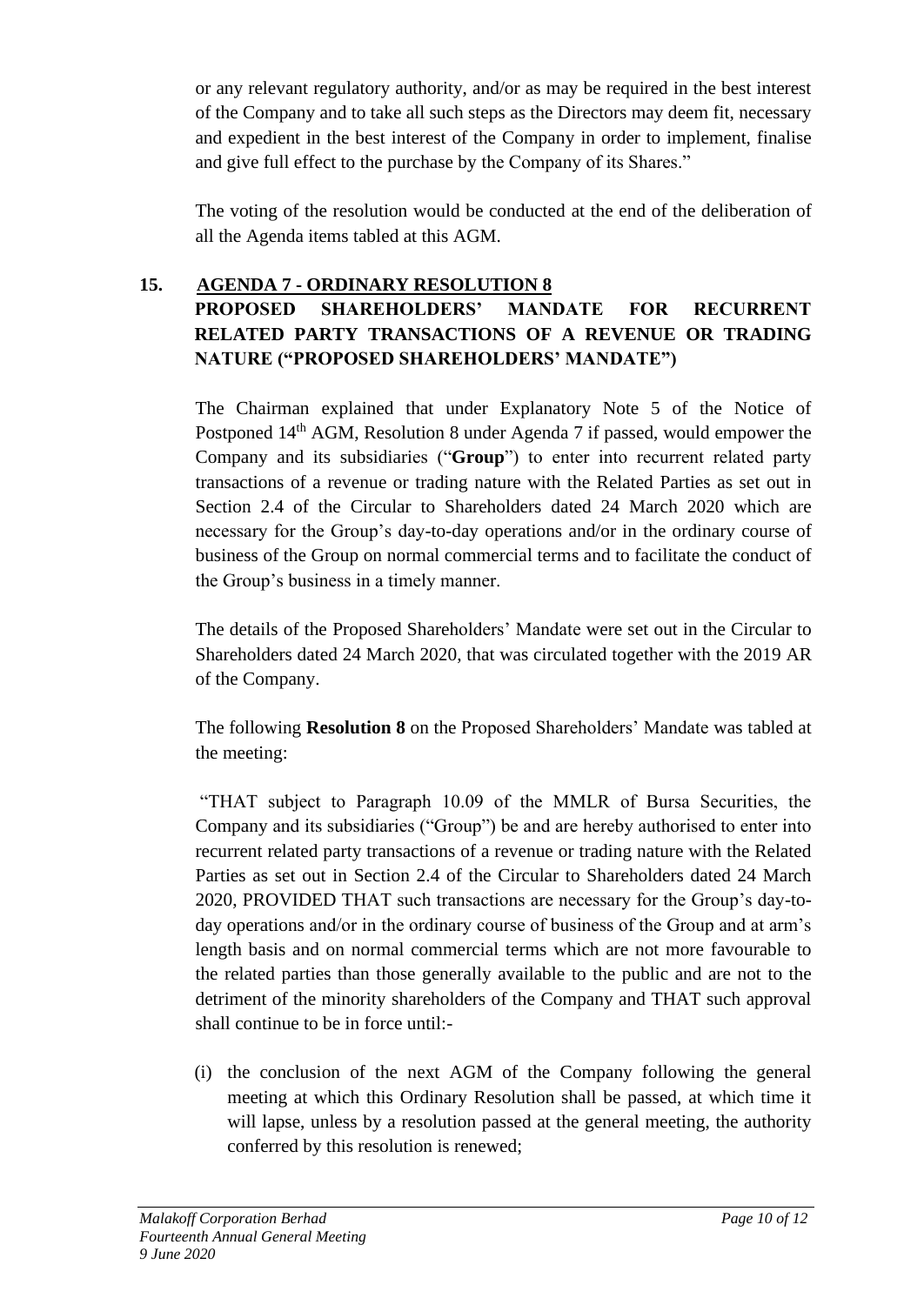or any relevant regulatory authority, and/or as may be required in the best interest of the Company and to take all such steps as the Directors may deem fit, necessary and expedient in the best interest of the Company in order to implement, finalise and give full effect to the purchase by the Company of its Shares."

The voting of the resolution would be conducted at the end of the deliberation of all the Agenda items tabled at this AGM.

## 15. AGENDA 7 - ORDINARY RESOLUTION 8 PROPOSED SHAREHOLDERS' MANDATE FOR RECURRENT RELATED PARTY TRANSACTIONS OF A REVENUE OR TRADING NATURE ("PROPOSED SHAREHOLDERS' MANDATE")

The Chairman explained that under Explanatory Note 5 of the Notice of Postponed 14th AGM, Resolution 8 under Agenda 7 if passed, would empower the Company and its subsidiaries ("**Group**") to enter into recurrent related party transactions of a revenue or trading nature with the Related Parties as set out in Section 2.4 of the Circular to Shareholders dated 24 March 2020 which are necessary for the Group's day-to-day operations and/or in the ordinary course of business of the Group on normal commercial terms and to facilitate the conduct of the Group's business in a timely manner.

The details of the Proposed Shareholders' Mandate were set out in the Circular to Shareholders dated 24 March 2020, that was circulated together with the 2019 AR of the Company.

The following **Resolution 8** on the Proposed Shareholders' Mandate was tabled at the meeting:

"THAT subject to Paragraph 10.09 of the MMLR of Bursa Securities, the Company and its subsidiaries ("Group") be and are hereby authorised to enter into recurrent related party transactions of a revenue or trading nature with the Related Parties as set out in Section 2.4 of the Circular to Shareholders dated 24 March 2020, PROVIDED THAT such transactions are necessary for the Group's day-to-day operations and/or in the ordinary course of business of the Group and at arm's length basis and on normal commercial terms which are not more favourable to the related parties than those generally available to the public and are not to the detriment of the minority shareholders of the Company and THAT such approval shall continue to be in force until:-

(i) the conclusion of the next AGM of the Company following the general meeting at which this Ordinary Resolution shall be passed, at which time it will lapse, unless by a resolution passed at the general meeting, the authority conferred by this resolution is renewed;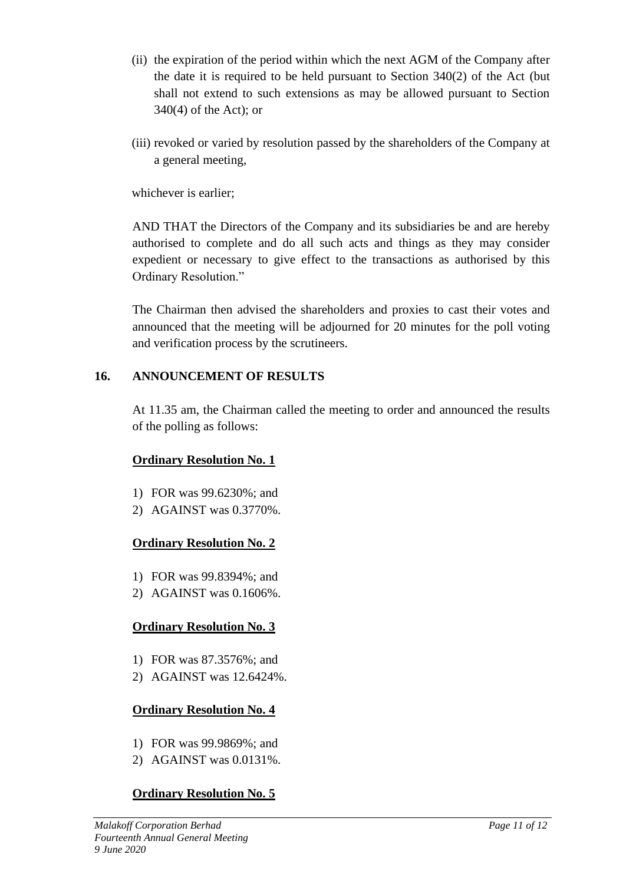(ii) the expiration of the period within which the next AGM of the Company after the date it is required to be held pursuant to Section 340(2) of the Act (but shall not extend to such extensions as may be allowed pursuant to Section 340(4) of the Act); or

(iii) revoked or varied by resolution passed by the shareholders of the Company at a general meeting,

whichever is earlier;

AND THAT the Directors of the Company and its subsidiaries be and are hereby authorised to complete and do all such acts and things as they may consider expedient or necessary to give effect to the transactions as authorised by this Ordinary Resolution."

The Chairman then advised the shareholders and proxies to cast their votes and announced that the meeting will be adjourned for 20 minutes for the poll voting and verification process by the scrutineers.

## 16. ANNOUNCEMENT OF RESULTS

At 11.35 am, the Chairman called the meeting to order and announced the results of the polling as follows:

**Ordinary Resolution No. 1**

1) FOR was 99.6230%; and
2) AGAINST was 0.3770%.

**Ordinary Resolution No. 2**

1) FOR was 99.8394%; and
2) AGAINST was 0.1606%.

**Ordinary Resolution No. 3**

1) FOR was 87.3576%; and
2) AGAINST was 12.6424%.

**Ordinary Resolution No. 4**

1) FOR was 99.9869%; and
2) AGAINST was 0.0131%.

**Ordinary Resolution No. 5**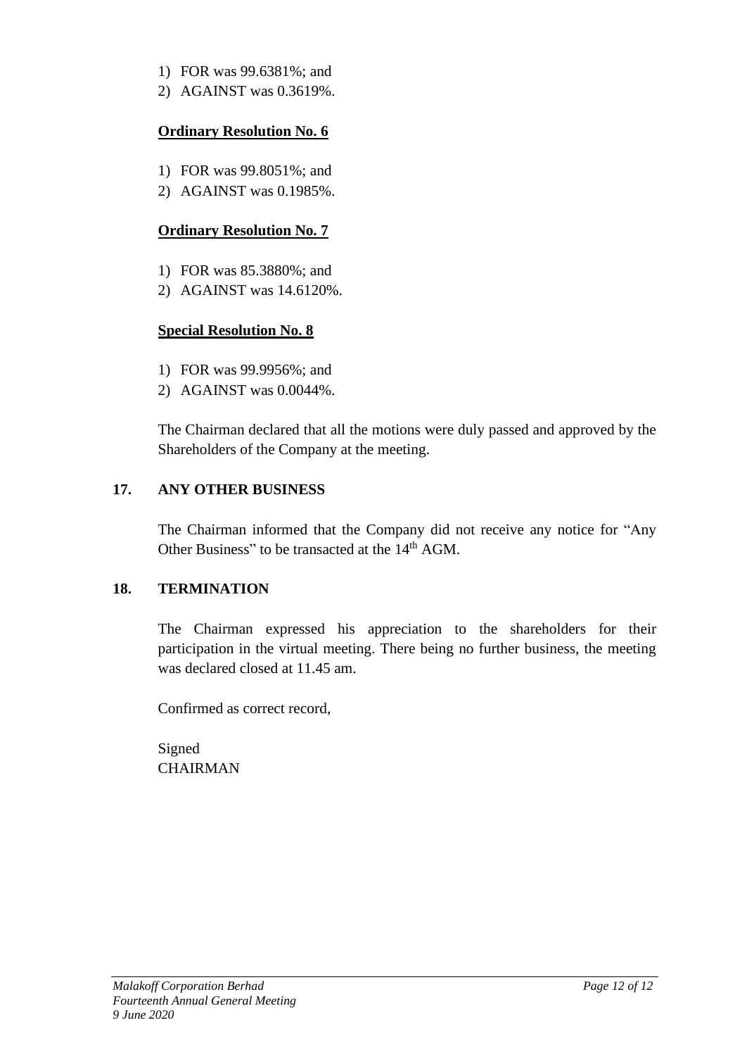1) FOR was 99.6381%; and
2) AGAINST was 0.3619%.

**<u>Ordinary Resolution No. 6</u>**

1) FOR was 99.8051%; and
2) AGAINST was 0.1985%.

**<u>Ordinary Resolution No. 7</u>**

1) FOR was 85.3880%; and
2) AGAINST was 14.6120%.

**<u>Special Resolution No. 8</u>**

1) FOR was 99.9956%; and
2) AGAINST was 0.0044%.

The Chairman declared that all the motions were duly passed and approved by the Shareholders of the Company at the meeting.

## 17. ANY OTHER BUSINESS

The Chairman informed that the Company did not receive any notice for "Any Other Business" to be transacted at the 14th AGM.

## 18. TERMINATION

The Chairman expressed his appreciation to the shareholders for their participation in the virtual meeting. There being no further business, the meeting was declared closed at 11.45 am.

Confirmed as correct record,

Signed
CHAIRMAN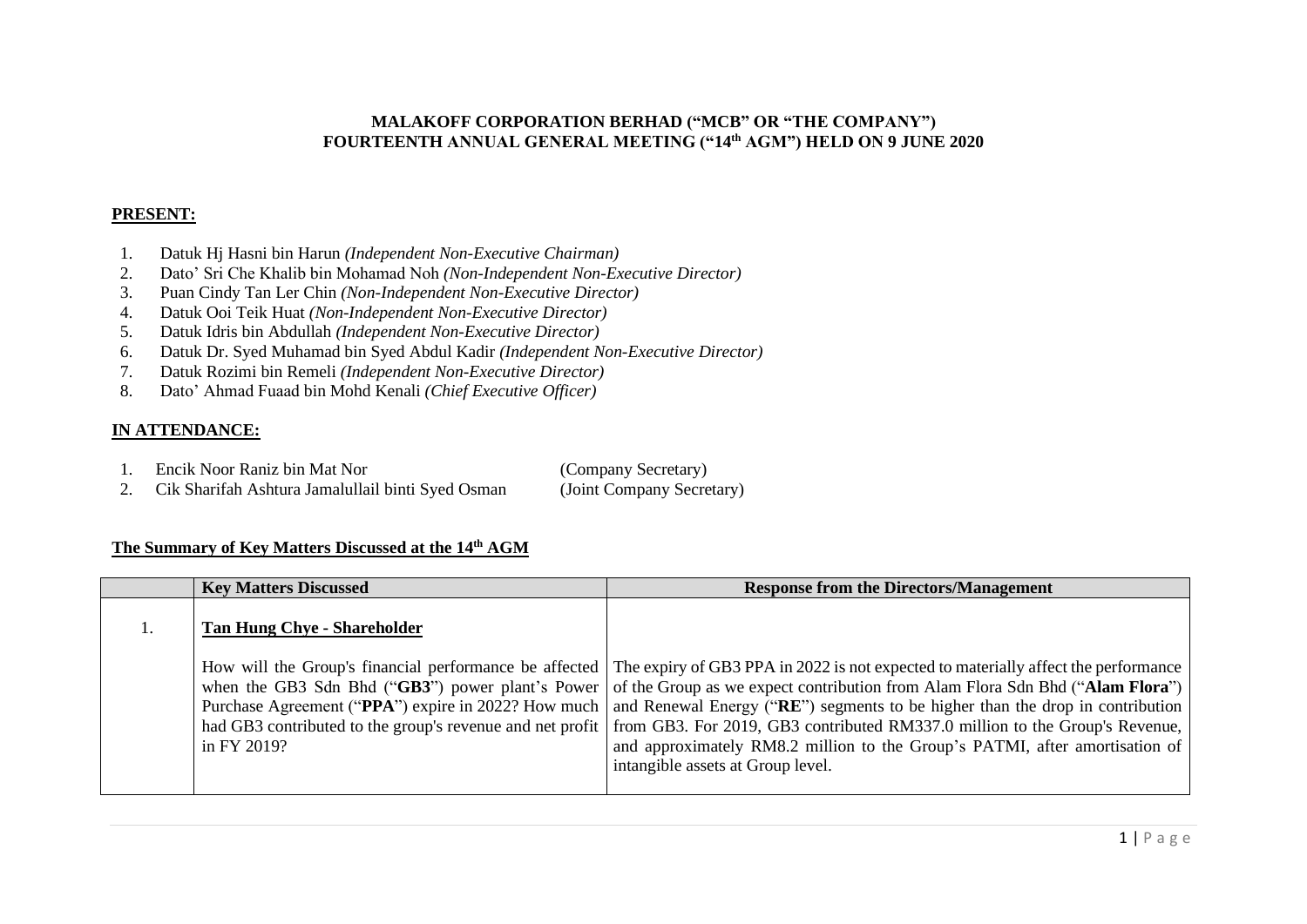**MALAKOFF CORPORATION BERHAD ("MCB" OR "THE COMPANY")**
**FOURTEENTH ANNUAL GENERAL MEETING ("14th AGM") HELD ON 9 JUNE 2020**

**PRESENT:**

1. Datuk Hj Hasni bin Harun *(Independent Non-Executive Chairman)*
2. Dato' Sri Che Khalib bin Mohamad Noh *(Non-Independent Non-Executive Director)*
3. Puan Cindy Tan Ler Chin *(Non-Independent Non-Executive Director)*
4. Datuk Ooi Teik Huat *(Non-Independent Non-Executive Director)*
5. Datuk Idris bin Abdullah *(Independent Non-Executive Director)*
6. Datuk Dr. Syed Muhamad bin Syed Abdul Kadir *(Independent Non-Executive Director)*
7. Datuk Rozimi bin Remeli *(Independent Non-Executive Director)*
8. Dato' Ahmad Fuaad bin Mohd Kenali *(Chief Executive Officer)*

**IN ATTENDANCE:**

1. Encik Noor Raniz bin Mat Nor (Company Secretary)
2. Cik Sharifah Ashtura Jamalullail binti Syed Osman (Joint Company Secretary)

**The Summary of Key Matters Discussed at the 14th AGM**

| | Key Matters Discussed | Response from the Directors/Management |
|---|---|---|
| 1. | **Tan Hung Chye - Shareholder**<br><br>How will the Group's financial performance be affected when the GB3 Sdn Bhd ("**GB3**") power plant's Power Purchase Agreement ("**PPA**") expire in 2022? How much had GB3 contributed to the group's revenue and net profit in FY 2019? | The expiry of GB3 PPA in 2022 is not expected to materially affect the performance of the Group as we expect contribution from Alam Flora Sdn Bhd ("**Alam Flora**") and Renewal Energy ("**RE**") segments to be higher than the drop in contribution from GB3. For 2019, GB3 contributed RM337.0 million to the Group's Revenue, and approximately RM8.2 million to the Group's PATMI, after amortisation of intangible assets at Group level. |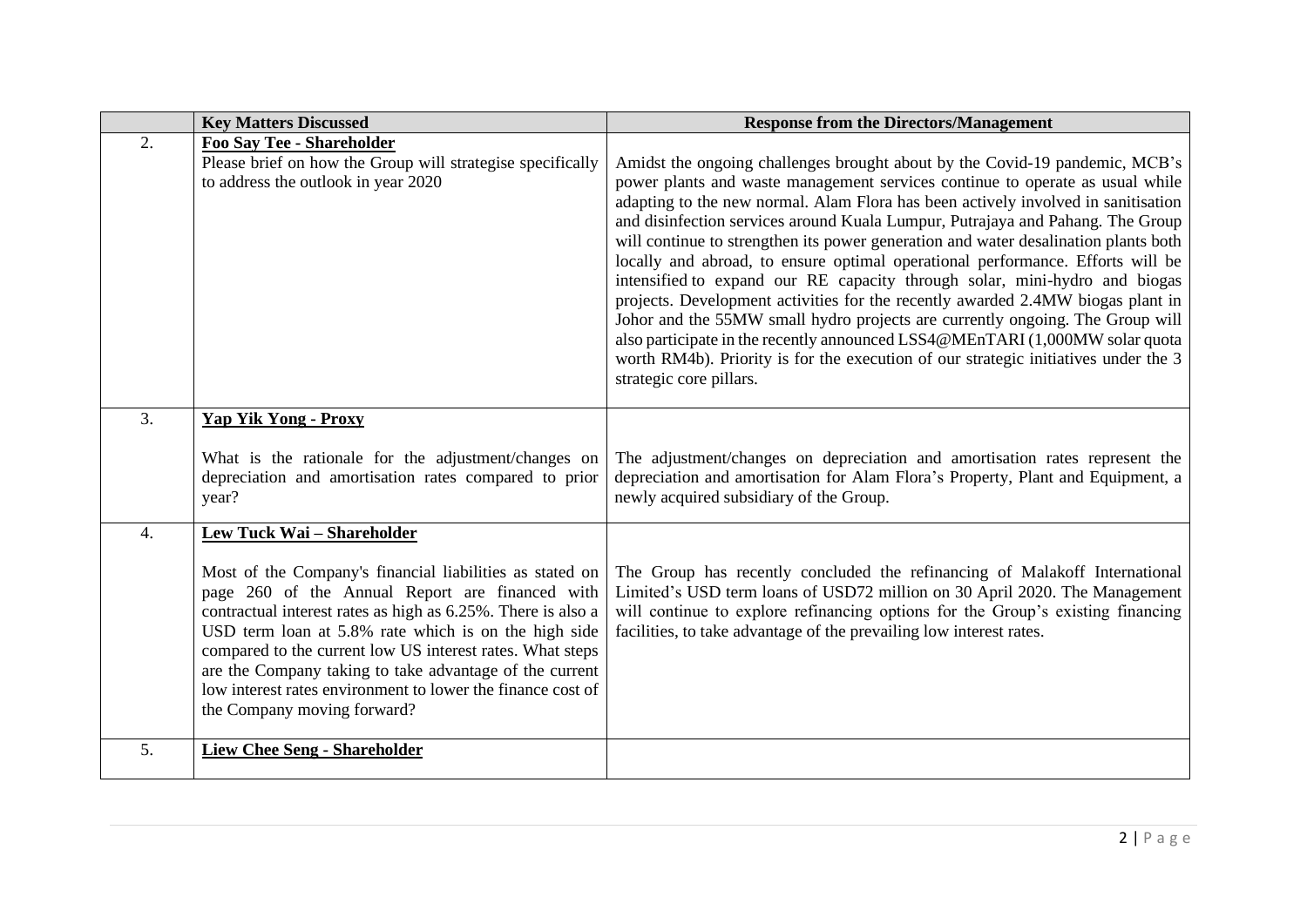| | Key Matters Discussed | Response from the Directors/Management |
|---|---|---|
| 2. | **Foo Say Tee - Shareholder**<br>Please brief on how the Group will strategise specifically to address the outlook in year 2020 | Amidst the ongoing challenges brought about by the Covid-19 pandemic, MCB's power plants and waste management services continue to operate as usual while adapting to the new normal. Alam Flora has been actively involved in sanitisation and disinfection services around Kuala Lumpur, Putrajaya and Pahang. The Group will continue to strengthen its power generation and water desalination plants both locally and abroad, to ensure optimal operational performance. Efforts will be intensified to expand our RE capacity through solar, mini-hydro and biogas projects. Development activities for the recently awarded 2.4MW biogas plant in Johor and the 55MW small hydro projects are currently ongoing. The Group will also participate in the recently announced LSS4@MEnTARI (1,000MW solar quota worth RM4b). Priority is for the execution of our strategic initiatives under the 3 strategic core pillars. |
| 3. | **Yap Yik Yong - Proxy**<br><br>What is the rationale for the adjustment/changes on depreciation and amortisation rates compared to prior year? | The adjustment/changes on depreciation and amortisation rates represent the depreciation and amortisation for Alam Flora's Property, Plant and Equipment, a newly acquired subsidiary of the Group. |
| 4. | **Lew Tuck Wai – Shareholder**<br><br>Most of the Company's financial liabilities as stated on page 260 of the Annual Report are financed with contractual interest rates as high as 6.25%. There is also a USD term loan at 5.8% rate which is on the high side compared to the current low US interest rates. What steps are the Company taking to take advantage of the current low interest rates environment to lower the finance cost of the Company moving forward? | The Group has recently concluded the refinancing of Malakoff International Limited's USD term loans of USD72 million on 30 April 2020. The Management will continue to explore refinancing options for the Group's existing financing facilities, to take advantage of the prevailing low interest rates. |
| 5. | **Liew Chee Seng - Shareholder** | |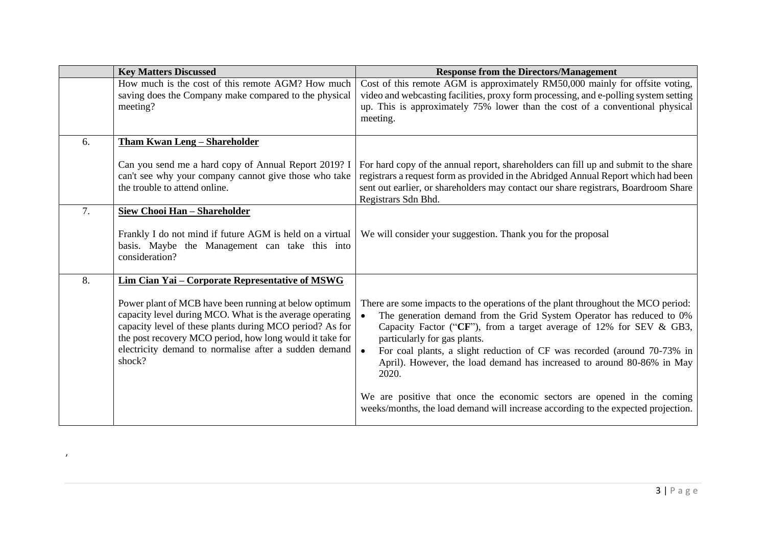| | Key Matters Discussed | Response from the Directors/Management |
|---|---|---|
| | How much is the cost of this remote AGM? How much saving does the Company make compared to the physical meeting? | Cost of this remote AGM is approximately RM50,000 mainly for offsite voting, video and webcasting facilities, proxy form processing, and e-polling system setting up. This is approximately 75% lower than the cost of a conventional physical meeting. |
| 6. | **Tham Kwan Leng – Shareholder**<br><br>Can you send me a hard copy of Annual Report 2019? I can't see why your company cannot give those who take the trouble to attend online. | For hard copy of the annual report, shareholders can fill up and submit to the share registrars a request form as provided in the Abridged Annual Report which had been sent out earlier, or shareholders may contact our share registrars, Boardroom Share Registrars Sdn Bhd. |
| 7. | **Siew Chooi Han – Shareholder**<br><br>Frankly I do not mind if future AGM is held on a virtual basis. Maybe the Management can take this into consideration? | We will consider your suggestion. Thank you for the proposal |
| 8. | **Lim Cian Yai – Corporate Representative of MSWG**<br><br>Power plant of MCB have been running at below optimum capacity level during MCO. What is the average operating capacity level of these plants during MCO period? As for the post recovery MCO period, how long would it take for electricity demand to normalise after a sudden demand shock? | There are some impacts to the operations of the plant throughout the MCO period:<br>• The generation demand from the Grid System Operator has reduced to 0% Capacity Factor ("**CF**"), from a target average of 12% for SEV & GB3, particularly for gas plants.<br>• For coal plants, a slight reduction of CF was recorded (around 70-73% in April). However, the load demand has increased to around 80-86% in May 2020.<br><br>We are positive that once the economic sectors are opened in the coming weeks/months, the load demand will increase according to the expected projection. |

,